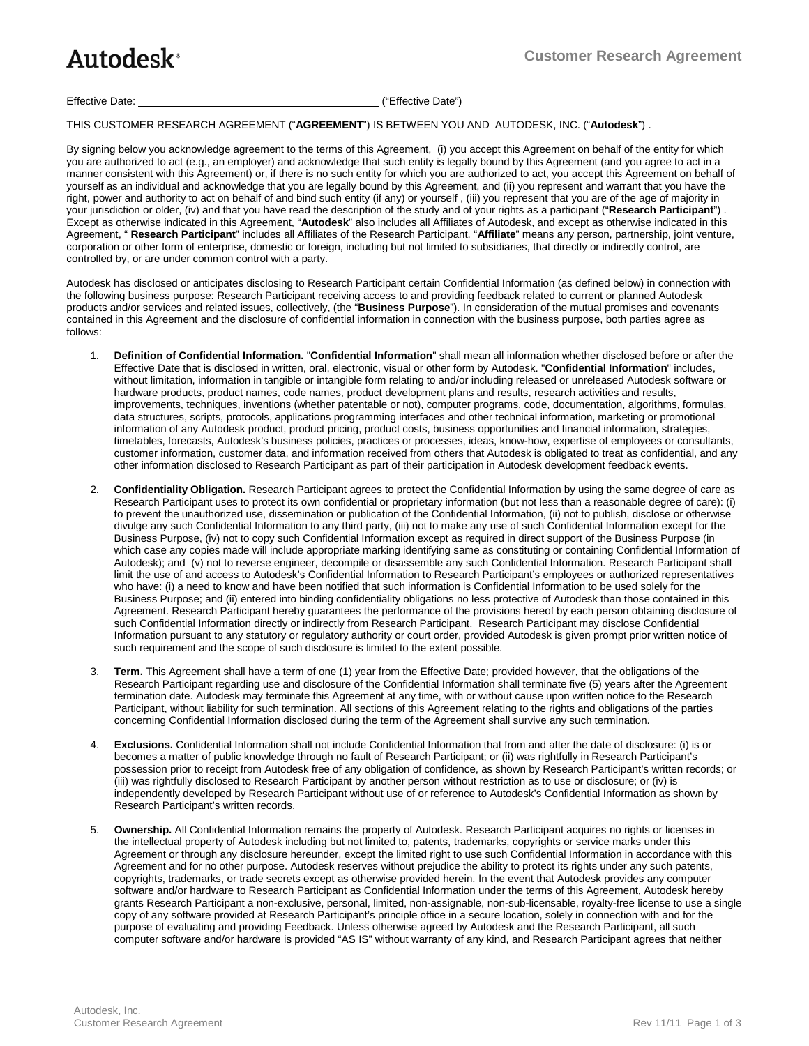Autodesk®

# Customer Research Agreement

Effective Date: \_\_\_\_\_\_\_\_\_\_\_\_\_\_\_\_\_\_\_\_\_\_\_\_\_\_\_\_\_\_\_\_\_\_\_\_\_\_\_\_ ("Effective Date")

THIS CUSTOMER RESEARCH AGREEMENT ("**AGREEMENT**") IS BETWEEN YOU AND AUTODESK, INC. ("**Autodesk**") .

By signing below you acknowledge agreement to the terms of this Agreement, (i) you accept this Agreement on behalf of the entity for which you are authorized to act (e.g., an employer) and acknowledge that such entity is legally bound by this Agreement (and you agree to act in a manner consistent with this Agreement) or, if there is no such entity for which you are authorized to act, you accept this Agreement on behalf of yourself as an individual and acknowledge that you are legally bound by this Agreement, and (ii) you represent and warrant that you have the right, power and authority to act on behalf of and bind such entity (if any) or yourself , (iii) you represent that you are of the age of majority in your jurisdiction or older, (iv) and that you have read the description of the study and of your rights as a participant ("**Research Participant**") . Except as otherwise indicated in this Agreement, "**Autodesk**" also includes all Affiliates of Autodesk, and except as otherwise indicated in this Agreement, " **Research Participant**" includes all Affiliates of the Research Participant. "**Affiliate**" means any person, partnership, joint venture, corporation or other form of enterprise, domestic or foreign, including but not limited to subsidiaries, that directly or indirectly control, are controlled by, or are under common control with a party.

Autodesk has disclosed or anticipates disclosing to Research Participant certain Confidential Information (as defined below) in connection with the following business purpose: Research Participant receiving access to and providing feedback related to current or planned Autodesk products and/or services and related issues, collectively, (the "**Business Purpose**"). In consideration of the mutual promises and covenants contained in this Agreement and the disclosure of confidential information in connection with the business purpose, both parties agree as follows:

1. **Definition of Confidential Information.** "**Confidential Information**" shall mean all information whether disclosed before or after the Effective Date that is disclosed in written, oral, electronic, visual or other form by Autodesk. "**Confidential Information**" includes, without limitation, information in tangible or intangible form relating to and/or including released or unreleased Autodesk software or hardware products, product names, code names, product development plans and results, research activities and results, improvements, techniques, inventions (whether patentable or not), computer programs, code, documentation, algorithms, formulas, data structures, scripts, protocols, applications programming interfaces and other technical information, marketing or promotional information of any Autodesk product, product pricing, product costs, business opportunities and financial information, strategies, timetables, forecasts, Autodesk's business policies, practices or processes, ideas, know-how, expertise of employees or consultants, customer information, customer data, and information received from others that Autodesk is obligated to treat as confidential, and any other information disclosed to Research Participant as part of their participation in Autodesk development feedback events.

2. **Confidentiality Obligation.** Research Participant agrees to protect the Confidential Information by using the same degree of care as Research Participant uses to protect its own confidential or proprietary information (but not less than a reasonable degree of care): (i) to prevent the unauthorized use, dissemination or publication of the Confidential Information, (ii) not to publish, disclose or otherwise divulge any such Confidential Information to any third party, (iii) not to make any use of such Confidential Information except for the Business Purpose, (iv) not to copy such Confidential Information except as required in direct support of the Business Purpose (in which case any copies made will include appropriate marking identifying same as constituting or containing Confidential Information of Autodesk); and (v) not to reverse engineer, decompile or disassemble any such Confidential Information. Research Participant shall limit the use of and access to Autodesk's Confidential Information to Research Participant's employees or authorized representatives who have: (i) a need to know and have been notified that such information is Confidential Information to be used solely for the Business Purpose; and (ii) entered into binding confidentiality obligations no less protective of Autodesk than those contained in this Agreement. Research Participant hereby guarantees the performance of the provisions hereof by each person obtaining disclosure of such Confidential Information directly or indirectly from Research Participant. Research Participant may disclose Confidential Information pursuant to any statutory or regulatory authority or court order, provided Autodesk is given prompt prior written notice of such requirement and the scope of such disclosure is limited to the extent possible.

3. **Term.** This Agreement shall have a term of one (1) year from the Effective Date; provided however, that the obligations of the Research Participant regarding use and disclosure of the Confidential Information shall terminate five (5) years after the Agreement termination date. Autodesk may terminate this Agreement at any time, with or without cause upon written notice to the Research Participant, without liability for such termination. All sections of this Agreement relating to the rights and obligations of the parties concerning Confidential Information disclosed during the term of the Agreement shall survive any such termination.

4. **Exclusions.** Confidential Information shall not include Confidential Information that from and after the date of disclosure: (i) is or becomes a matter of public knowledge through no fault of Research Participant; or (ii) was rightfully in Research Participant's possession prior to receipt from Autodesk free of any obligation of confidence, as shown by Research Participant's written records; or (iii) was rightfully disclosed to Research Participant by another person without restriction as to use or disclosure; or (iv) is independently developed by Research Participant without use of or reference to Autodesk's Confidential Information as shown by Research Participant's written records.

5. **Ownership.** All Confidential Information remains the property of Autodesk. Research Participant acquires no rights or licenses in the intellectual property of Autodesk including but not limited to, patents, trademarks, copyrights or service marks under this Agreement or through any disclosure hereunder, except the limited right to use such Confidential Information in accordance with this Agreement and for no other purpose. Autodesk reserves without prejudice the ability to protect its rights under any such patents, copyrights, trademarks, or trade secrets except as otherwise provided herein. In the event that Autodesk provides any computer software and/or hardware to Research Participant as Confidential Information under the terms of this Agreement, Autodesk hereby grants Research Participant a non-exclusive, personal, limited, non-assignable, non-sub-licensable, royalty-free license to use a single copy of any software provided at Research Participant's principle office in a secure location, solely in connection with and for the purpose of evaluating and providing Feedback. Unless otherwise agreed by Autodesk and the Research Participant, all such computer software and/or hardware is provided "AS IS" without warranty of any kind, and Research Participant agrees that neither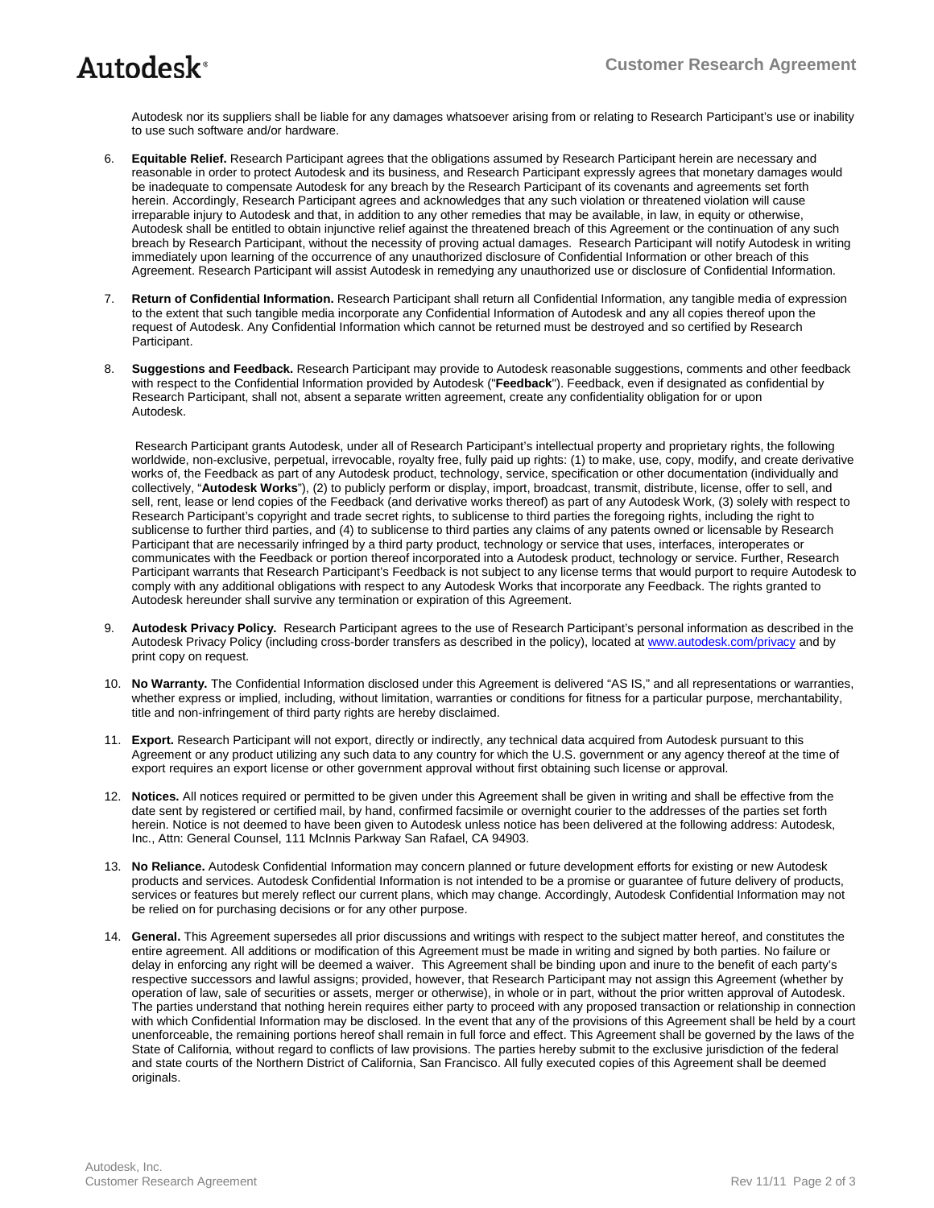Autodesk nor its suppliers shall be liable for any damages whatsoever arising from or relating to Research Participant's use or inability to use such software and/or hardware.

6. **Equitable Relief.** Research Participant agrees that the obligations assumed by Research Participant herein are necessary and reasonable in order to protect Autodesk and its business, and Research Participant expressly agrees that monetary damages would be inadequate to compensate Autodesk for any breach by the Research Participant of its covenants and agreements set forth herein. Accordingly, Research Participant agrees and acknowledges that any such violation or threatened violation will cause irreparable injury to Autodesk and that, in addition to any other remedies that may be available, in law, in equity or otherwise, Autodesk shall be entitled to obtain injunctive relief against the threatened breach of this Agreement or the continuation of any such breach by Research Participant, without the necessity of proving actual damages. Research Participant will notify Autodesk in writing immediately upon learning of the occurrence of any unauthorized disclosure of Confidential Information or other breach of this Agreement. Research Participant will assist Autodesk in remedying any unauthorized use or disclosure of Confidential Information.

7. **Return of Confidential Information.** Research Participant shall return all Confidential Information, any tangible media of expression to the extent that such tangible media incorporate any Confidential Information of Autodesk and any all copies thereof upon the request of Autodesk. Any Confidential Information which cannot be returned must be destroyed and so certified by Research Participant.

8. **Suggestions and Feedback.** Research Participant may provide to Autodesk reasonable suggestions, comments and other feedback with respect to the Confidential Information provided by Autodesk ("**Feedback**"). Feedback, even if designated as confidential by Research Participant, shall not, absent a separate written agreement, create any confidentiality obligation for or upon Autodesk.

   Research Participant grants Autodesk, under all of Research Participant's intellectual property and proprietary rights, the following worldwide, non-exclusive, perpetual, irrevocable, royalty free, fully paid up rights: (1) to make, use, copy, modify, and create derivative works of, the Feedback as part of any Autodesk product, technology, service, specification or other documentation (individually and collectively, "**Autodesk Works**"), (2) to publicly perform or display, import, broadcast, transmit, distribute, license, offer to sell, and sell, rent, lease or lend copies of the Feedback (and derivative works thereof) as part of any Autodesk Work, (3) solely with respect to Research Participant's copyright and trade secret rights, to sublicense to third parties the foregoing rights, including the right to sublicense to further third parties, and (4) to sublicense to third parties any claims of any patents owned or licensable by Research Participant that are necessarily infringed by a third party product, technology or service that uses, interfaces, interoperates or communicates with the Feedback or portion thereof incorporated into a Autodesk product, technology or service. Further, Research Participant warrants that Research Participant's Feedback is not subject to any license terms that would purport to require Autodesk to comply with any additional obligations with respect to any Autodesk Works that incorporate any Feedback. The rights granted to Autodesk hereunder shall survive any termination or expiration of this Agreement.

9. **Autodesk Privacy Policy.** Research Participant agrees to the use of Research Participant's personal information as described in the Autodesk Privacy Policy (including cross-border transfers as described in the policy), located at www.autodesk.com/privacy and by print copy on request.

10. **No Warranty.** The Confidential Information disclosed under this Agreement is delivered "AS IS," and all representations or warranties, whether express or implied, including, without limitation, warranties or conditions for fitness for a particular purpose, merchantability, title and non-infringement of third party rights are hereby disclaimed.

11. **Export.** Research Participant will not export, directly or indirectly, any technical data acquired from Autodesk pursuant to this Agreement or any product utilizing any such data to any country for which the U.S. government or any agency thereof at the time of export requires an export license or other government approval without first obtaining such license or approval.

12. **Notices.** All notices required or permitted to be given under this Agreement shall be given in writing and shall be effective from the date sent by registered or certified mail, by hand, confirmed facsimile or overnight courier to the addresses of the parties set forth herein. Notice is not deemed to have been given to Autodesk unless notice has been delivered at the following address: Autodesk, Inc., Attn: General Counsel, 111 McInnis Parkway San Rafael, CA 94903.

13. **No Reliance.** Autodesk Confidential Information may concern planned or future development efforts for existing or new Autodesk products and services. Autodesk Confidential Information is not intended to be a promise or guarantee of future delivery of products, services or features but merely reflect our current plans, which may change. Accordingly, Autodesk Confidential Information may not be relied on for purchasing decisions or for any other purpose.

14. **General.** This Agreement supersedes all prior discussions and writings with respect to the subject matter hereof, and constitutes the entire agreement. All additions or modification of this Agreement must be made in writing and signed by both parties. No failure or delay in enforcing any right will be deemed a waiver. This Agreement shall be binding upon and inure to the benefit of each party's respective successors and lawful assigns; provided, however, that Research Participant may not assign this Agreement (whether by operation of law, sale of securities or assets, merger or otherwise), in whole or in part, without the prior written approval of Autodesk. The parties understand that nothing herein requires either party to proceed with any proposed transaction or relationship in connection with which Confidential Information may be disclosed. In the event that any of the provisions of this Agreement shall be held by a court unenforceable, the remaining portions hereof shall remain in full force and effect. This Agreement shall be governed by the laws of the State of California, without regard to conflicts of law provisions. The parties hereby submit to the exclusive jurisdiction of the federal and state courts of the Northern District of California, San Francisco. All fully executed copies of this Agreement shall be deemed originals.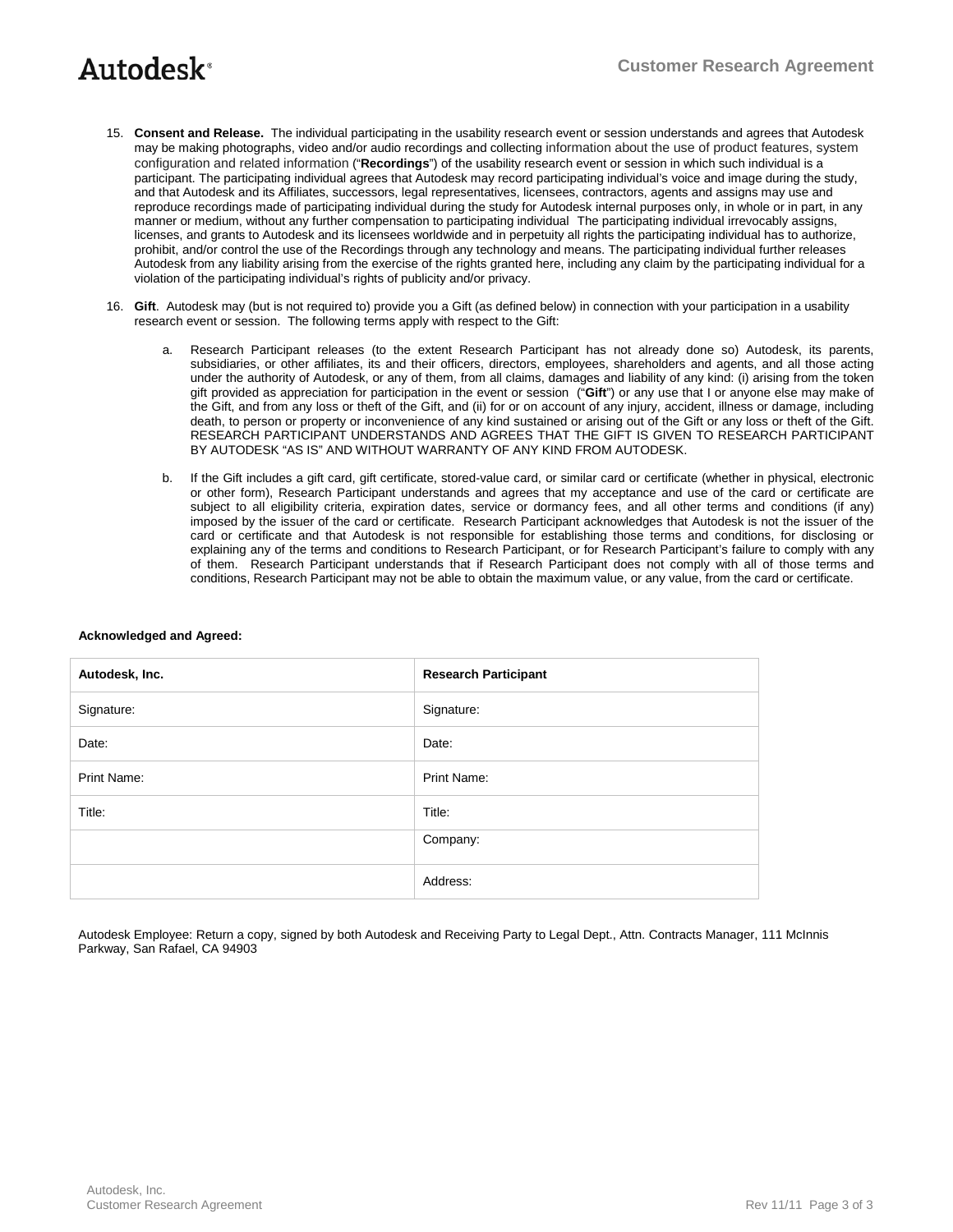15. **Consent and Release.** The individual participating in the usability research event or session understands and agrees that Autodesk may be making photographs, video and/or audio recordings and collecting information about the use of product features, system configuration and related information ("**Recordings**") of the usability research event or session in which such individual is a participant. The participating individual agrees that Autodesk may record participating individual's voice and image during the study, and that Autodesk and its Affiliates, successors, legal representatives, licensees, contractors, agents and assigns may use and reproduce recordings made of participating individual during the study for Autodesk internal purposes only, in whole or in part, in any manner or medium, without any further compensation to participating individual The participating individual irrevocably assigns, licenses, and grants to Autodesk and its licensees worldwide and in perpetuity all rights the participating individual has to authorize, prohibit, and/or control the use of the Recordings through any technology and means. The participating individual further releases Autodesk from any liability arising from the exercise of the rights granted here, including any claim by the participating individual for a violation of the participating individual's rights of publicity and/or privacy.

16. **Gift**. Autodesk may (but is not required to) provide you a Gift (as defined below) in connection with your participation in a usability research event or session. The following terms apply with respect to the Gift:

    a. Research Participant releases (to the extent Research Participant has not already done so) Autodesk, its parents, subsidiaries, or other affiliates, its and their officers, directors, employees, shareholders and agents, and all those acting under the authority of Autodesk, or any of them, from all claims, damages and liability of any kind: (i) arising from the token gift provided as appreciation for participation in the event or session ("**Gift**") or any use that I or anyone else may make of the Gift, and from any loss or theft of the Gift, and (ii) for or on account of any injury, accident, illness or damage, including death, to person or property or inconvenience of any kind sustained or arising out of the Gift or any loss or theft of the Gift. RESEARCH PARTICIPANT UNDERSTANDS AND AGREES THAT THE GIFT IS GIVEN TO RESEARCH PARTICIPANT BY AUTODESK "AS IS" AND WITHOUT WARRANTY OF ANY KIND FROM AUTODESK.

    b. If the Gift includes a gift card, gift certificate, stored-value card, or similar card or certificate (whether in physical, electronic or other form), Research Participant understands and agrees that my acceptance and use of the card or certificate are subject to all eligibility criteria, expiration dates, service or dormancy fees, and all other terms and conditions (if any) imposed by the issuer of the card or certificate. Research Participant acknowledges that Autodesk is not the issuer of the card or certificate and that Autodesk is not responsible for establishing those terms and conditions, for disclosing or explaining any of the terms and conditions to Research Participant, or for Research Participant's failure to comply with any of them. Research Participant understands that if Research Participant does not comply with all of those terms and conditions, Research Participant may not be able to obtain the maximum value, or any value, from the card or certificate.

**Acknowledged and Agreed:**

| **Autodesk, Inc.** | **Research Participant** |
|---|---|
| Signature: | Signature: |
| Date: | Date: |
| Print Name: | Print Name: |
| Title: | Title: |
| | Company: |
| | Address: |

Autodesk Employee: Return a copy, signed by both Autodesk and Receiving Party to Legal Dept., Attn. Contracts Manager, 111 McInnis Parkway, San Rafael, CA 94903